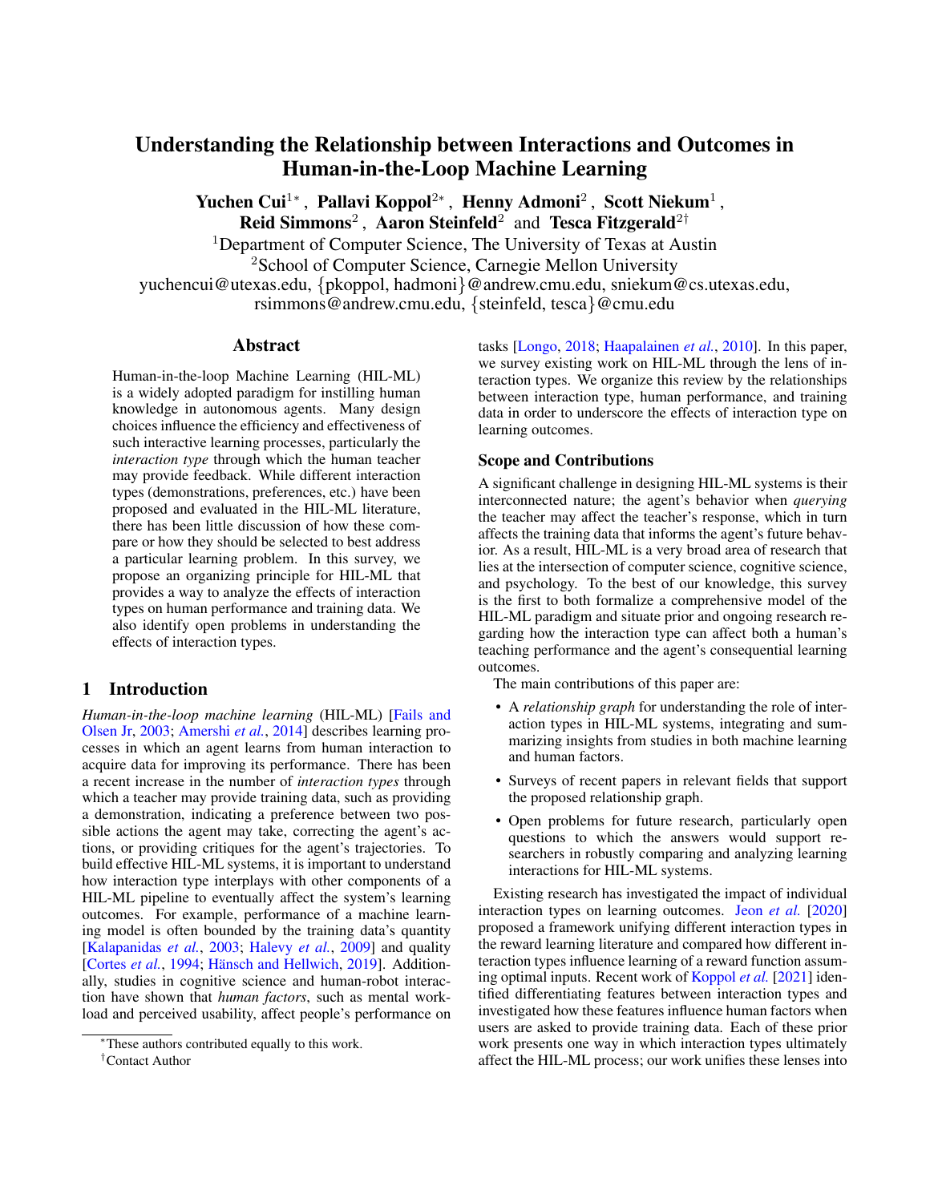# Understanding the Relationship between Interactions and Outcomes in Human-in-the-Loop Machine Learning

**Yuchen Cui**[1*], **Pallavi Koppol**[2*], **Henny Admoni**[2], **Scott Niekum**[1], **Reid Simmons**[2], **Aaron Steinfeld**[2] and **Tesca Fitzgerald**[2†]

[1]Department of Computer Science, The University of Texas at Austin
[2]School of Computer Science, Carnegie Mellon University

yuchencui@utexas.edu, {pkoppol, hadmoni}@andrew.cmu.edu, sniekum@cs.utexas.edu, rsimmons@andrew.cmu.edu, {steinfeld, tesca}@cmu.edu

## Abstract

Human-in-the-loop Machine Learning (HIL-ML) is a widely adopted paradigm for instilling human knowledge in autonomous agents. Many design choices influence the efficiency and effectiveness of such interactive learning processes, particularly the *interaction type* through which the human teacher may provide feedback. While different interaction types (demonstrations, preferences, etc.) have been proposed and evaluated in the HIL-ML literature, there has been little discussion of how these compare or how they should be selected to best address a particular learning problem. In this survey, we propose an organizing principle for HIL-ML that provides a way to analyze the effects of interaction types on human performance and training data. We also identify open problems in understanding the effects of interaction types.

## 1 Introduction

*Human-in-the-loop machine learning* (HIL-ML) [Fails and Olsen Jr, 2003; Amershi *et al.*, 2014] describes learning processes in which an agent learns from human interaction to acquire data for improving its performance. There has been a recent increase in the number of *interaction types* through which a teacher may provide training data, such as providing a demonstration, indicating a preference between two possible actions the agent may take, correcting the agent's actions, or providing critiques for the agent's trajectories. To build effective HIL-ML systems, it is important to understand how interaction type interplays with other components of a HIL-ML pipeline to eventually affect the system's learning outcomes. For example, performance of a machine learning model is often bounded by the training data's quantity [Kalapanidas *et al.*, 2003; Halevy *et al.*, 2009] and quality [Cortes *et al.*, 1994; Hänsch and Hellwich, 2019]. Additionally, studies in cognitive science and human-robot interaction have shown that *human factors*, such as mental workload and perceived usability, affect people's performance on tasks [Longo, 2018; Haapalainen *et al.*, 2010]. In this paper, we survey existing work on HIL-ML through the lens of interaction types. We organize this review by the relationships between interaction type, human performance, and training data in order to underscore the effects of interaction type on learning outcomes.

### Scope and Contributions

A significant challenge in designing HIL-ML systems is their interconnected nature; the agent's behavior when *querying* the teacher may affect the teacher's response, which in turn affects the training data that informs the agent's future behavior. As a result, HIL-ML is a very broad area of research that lies at the intersection of computer science, cognitive science, and psychology. To the best of our knowledge, this survey is the first to both formalize a comprehensive model of the HIL-ML paradigm and situate prior and ongoing research regarding how the interaction type can affect both a human's teaching performance and the agent's consequential learning outcomes.

The main contributions of this paper are:

- A *relationship graph* for understanding the role of interaction types in HIL-ML systems, integrating and summarizing insights from studies in both machine learning and human factors.
- Surveys of recent papers in relevant fields that support the proposed relationship graph.
- Open problems for future research, particularly open questions to which the answers would support researchers in robustly comparing and analyzing learning interactions for HIL-ML systems.

Existing research has investigated the impact of individual interaction types on learning outcomes. Jeon *et al.* [2020] proposed a framework unifying different interaction types in the reward learning literature and compared how different interaction types influence learning of a reward function assuming optimal inputs. Recent work of Koppol *et al.* [2021] identified differentiating features between interaction types and investigated how these features influence human factors when users are asked to provide training data. Each of these prior work presents one way in which interaction types ultimately affect the HIL-ML process; our work unifies these lenses into

*These authors contributed equally to this work.
†Contact Author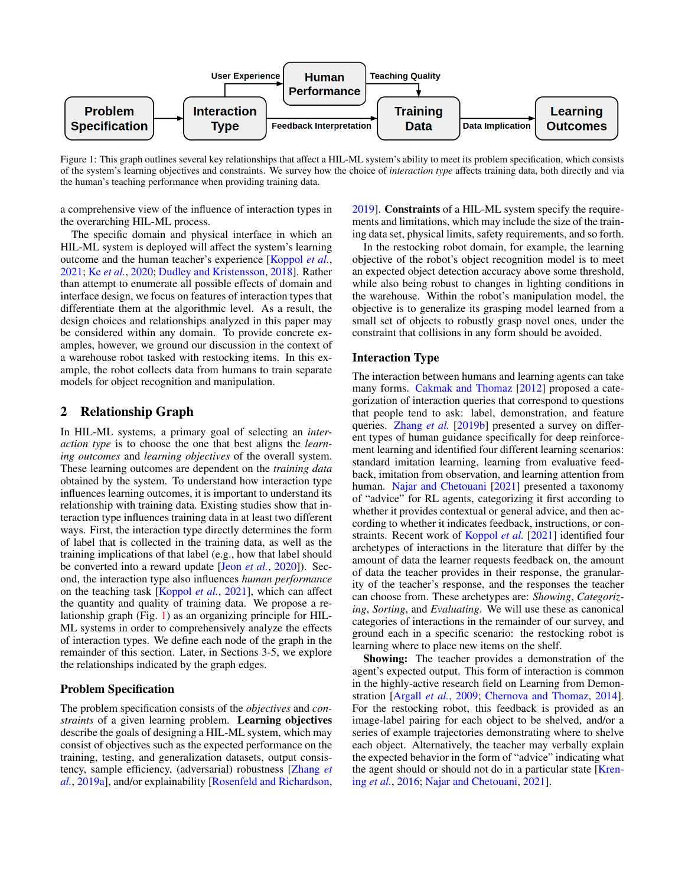Problem Specification → Interaction Type → (User Experience) Human Performance → (Teaching Quality) Training Data; Interaction Type → (Feedback Interpretation) Training Data → (Data Implication) Learning Outcomes

Figure 1: This graph outlines several key relationships that affect a HIL-ML system's ability to meet its problem specification, which consists of the system's learning objectives and constraints. We survey how the choice of *interaction type* affects training data, both directly and via the human's teaching performance when providing training data.

a comprehensive view of the influence of interaction types in the overarching HIL-ML process.

The specific domain and physical interface in which an HIL-ML system is deployed will affect the system's learning outcome and the human teacher's experience [Koppol *et al.*, 2021; Ke *et al.*, 2020; Dudley and Kristensson, 2018]. Rather than attempt to enumerate all possible effects of domain and interface design, we focus on features of interaction types that differentiate them at the algorithmic level. As a result, the design choices and relationships analyzed in this paper may be considered within any domain. To provide concrete examples, however, we ground our discussion in the context of a warehouse robot tasked with restocking items. In this example, the robot collects data from humans to train separate models for object recognition and manipulation.

## 2 Relationship Graph

In HIL-ML systems, a primary goal of selecting an *interaction type* is to choose the one that best aligns the *learning outcomes* and *learning objectives* of the overall system. These learning outcomes are dependent on the *training data* obtained by the system. To understand how interaction type influences learning outcomes, it is important to understand its relationship with training data. Existing studies show that interaction type influences training data in at least two different ways. First, the interaction type directly determines the form of label that is collected in the training data, as well as the training implications of that label (e.g., how that label should be converted into a reward update [Jeon *et al.*, 2020]). Second, the interaction type also influences *human performance* on the teaching task [Koppol *et al.*, 2021], which can affect the quantity and quality of training data. We propose a relationship graph (Fig. 1) as an organizing principle for HIL-ML systems in order to comprehensively analyze the effects of interaction types. We define each node of the graph in the remainder of this section. Later, in Sections 3-5, we explore the relationships indicated by the graph edges.

### Problem Specification

The problem specification consists of the *objectives* and *constraints* of a given learning problem. **Learning objectives** describe the goals of designing a HIL-ML system, which may consist of objectives such as the expected performance on the training, testing, and generalization datasets, output consistency, sample efficiency, (adversarial) robustness [Zhang *et al.*, 2019a], and/or explainability [Rosenfeld and Richardson, 2019]. **Constraints** of a HIL-ML system specify the requirements and limitations, which may include the size of the training data set, physical limits, safety requirements, and so forth.

In the restocking robot domain, for example, the learning objective of the robot's object recognition model is to meet an expected object detection accuracy above some threshold, while also being robust to changes in lighting conditions in the warehouse. Within the robot's manipulation model, the objective is to generalize its grasping model learned from a small set of objects to robustly grasp novel ones, under the constraint that collisions in any form should be avoided.

### Interaction Type

The interaction between humans and learning agents can take many forms. Cakmak and Thomaz [2012] proposed a categorization of interaction queries that correspond to questions that people tend to ask: label, demonstration, and feature queries. Zhang *et al.* [2019b] presented a survey on different types of human guidance specifically for deep reinforcement learning and identified four different learning scenarios: standard imitation learning, learning from evaluative feedback, imitation from observation, and learning attention from human. Najar and Chetouani [2021] presented a taxonomy of "advice" for RL agents, categorizing it first according to whether it provides contextual or general advice, and then according to whether it indicates feedback, instructions, or constraints. Recent work of Koppol *et al.* [2021] identified four archetypes of interactions in the literature that differ by the amount of data the learner requests feedback on, the amount of data the teacher provides in their response, the granularity of the teacher's response, and the responses the teacher can choose from. These archetypes are: *Showing*, *Categorizing*, *Sorting*, and *Evaluating*. We will use these as canonical categories of interactions in the remainder of our survey, and ground each in a specific scenario: the restocking robot is learning where to place new items on the shelf.

**Showing:** The teacher provides a demonstration of the agent's expected output. This form of interaction is common in the highly-active research field on Learning from Demonstration [Argall *et al.*, 2009; Chernova and Thomaz, 2014]. For the restocking robot, this feedback is provided as an image-label pairing for each object to be shelved, and/or a series of example trajectories demonstrating where to shelve each object. Alternatively, the teacher may verbally explain the expected behavior in the form of "advice" indicating what the agent should or should not do in a particular state [Krening *et al.*, 2016; Najar and Chetouani, 2021].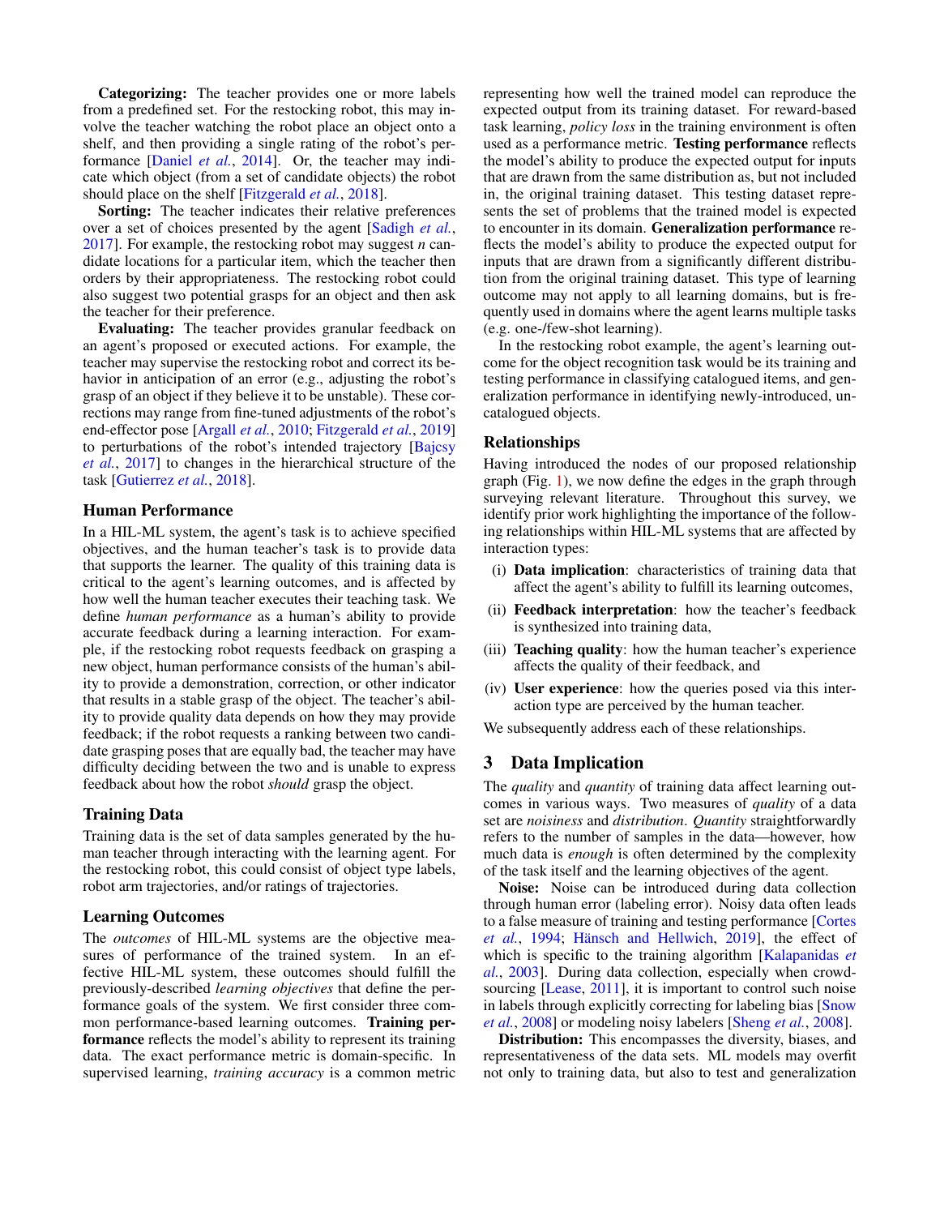**Categorizing:** The teacher provides one or more labels from a predefined set. For the restocking robot, this may involve the teacher watching the robot place an object onto a shelf, and then providing a single rating of the robot's performance [Daniel *et al.*, 2014]. Or, the teacher may indicate which object (from a set of candidate objects) the robot should place on the shelf [Fitzgerald *et al.*, 2018].

**Sorting:** The teacher indicates their relative preferences over a set of choices presented by the agent [Sadigh *et al.*, 2017]. For example, the restocking robot may suggest *n* candidate locations for a particular item, which the teacher then orders by their appropriateness. The restocking robot could also suggest two potential grasps for an object and then ask the teacher for their preference.

**Evaluating:** The teacher provides granular feedback on an agent's proposed or executed actions. For example, the teacher may supervise the restocking robot and correct its behavior in anticipation of an error (e.g., adjusting the robot's grasp of an object if they believe it to be unstable). These corrections may range from fine-tuned adjustments of the robot's end-effector pose [Argall *et al.*, 2010; Fitzgerald *et al.*, 2019] to perturbations of the robot's intended trajectory [Bajcsy *et al.*, 2017] to changes in the hierarchical structure of the task [Gutierrez *et al.*, 2018].

### Human Performance

In a HIL-ML system, the agent's task is to achieve specified objectives, and the human teacher's task is to provide data that supports the learner. The quality of this training data is critical to the agent's learning outcomes, and is affected by how well the human teacher executes their teaching task. We define *human performance* as a human's ability to provide accurate feedback during a learning interaction. For example, if the restocking robot requests feedback on grasping a new object, human performance consists of the human's ability to provide a demonstration, correction, or other indicator that results in a stable grasp of the object. The teacher's ability to provide quality data depends on how they may provide feedback; if the robot requests a ranking between two candidate grasping poses that are equally bad, the teacher may have difficulty deciding between the two and is unable to express feedback about how the robot *should* grasp the object.

### Training Data

Training data is the set of data samples generated by the human teacher through interacting with the learning agent. For the restocking robot, this could consist of object type labels, robot arm trajectories, and/or ratings of trajectories.

### Learning Outcomes

The *outcomes* of HIL-ML systems are the objective measures of performance of the trained system. In an effective HIL-ML system, these outcomes should fulfill the previously-described *learning objectives* that define the performance goals of the system. We first consider three common performance-based learning outcomes. **Training performance** reflects the model's ability to represent its training data. The exact performance metric is domain-specific. In supervised learning, *training accuracy* is a common metric representing how well the trained model can reproduce the expected output from its training dataset. For reward-based task learning, *policy loss* in the training environment is often used as a performance metric. **Testing performance** reflects the model's ability to produce the expected output for inputs that are drawn from the same distribution as, but not included in, the original training dataset. This testing dataset represents the set of problems that the trained model is expected to encounter in its domain. **Generalization performance** reflects the model's ability to produce the expected output for inputs that are drawn from a significantly different distribution from the original training dataset. This type of learning outcome may not apply to all learning domains, but is frequently used in domains where the agent learns multiple tasks (e.g. one-/few-shot learning).

In the restocking robot example, the agent's learning outcome for the object recognition task would be its training and testing performance in classifying catalogued items, and generalization performance in identifying newly-introduced, uncatalogued objects.

### Relationships

Having introduced the nodes of our proposed relationship graph (Fig. 1), we now define the edges in the graph through surveying relevant literature. Throughout this survey, we identify prior work highlighting the importance of the following relationships within HIL-ML systems that are affected by interaction types:

(i) **Data implication**: characteristics of training data that affect the agent's ability to fulfill its learning outcomes,

(ii) **Feedback interpretation**: how the teacher's feedback is synthesized into training data,

(iii) **Teaching quality**: how the human teacher's experience affects the quality of their feedback, and

(iv) **User experience**: how the queries posed via this interaction type are perceived by the human teacher.

We subsequently address each of these relationships.

## 3 Data Implication

The *quality* and *quantity* of training data affect learning outcomes in various ways. Two measures of *quality* of a data set are *noisiness* and *distribution*. *Quantity* straightforwardly refers to the number of samples in the data—however, how much data is *enough* is often determined by the complexity of the task itself and the learning objectives of the agent.

**Noise:** Noise can be introduced during data collection through human error (labeling error). Noisy data often leads to a false measure of training and testing performance [Cortes *et al.*, 1994; Hänsch and Hellwich, 2019], the effect of which is specific to the training algorithm [Kalapanidas *et al.*, 2003]. During data collection, especially when crowdsourcing [Lease, 2011], it is important to control such noise in labels through explicitly correcting for labeling bias [Snow *et al.*, 2008] or modeling noisy labelers [Sheng *et al.*, 2008].

**Distribution:** This encompasses the diversity, biases, and representativeness of the data sets. ML models may overfit not only to training data, but also to test and generalization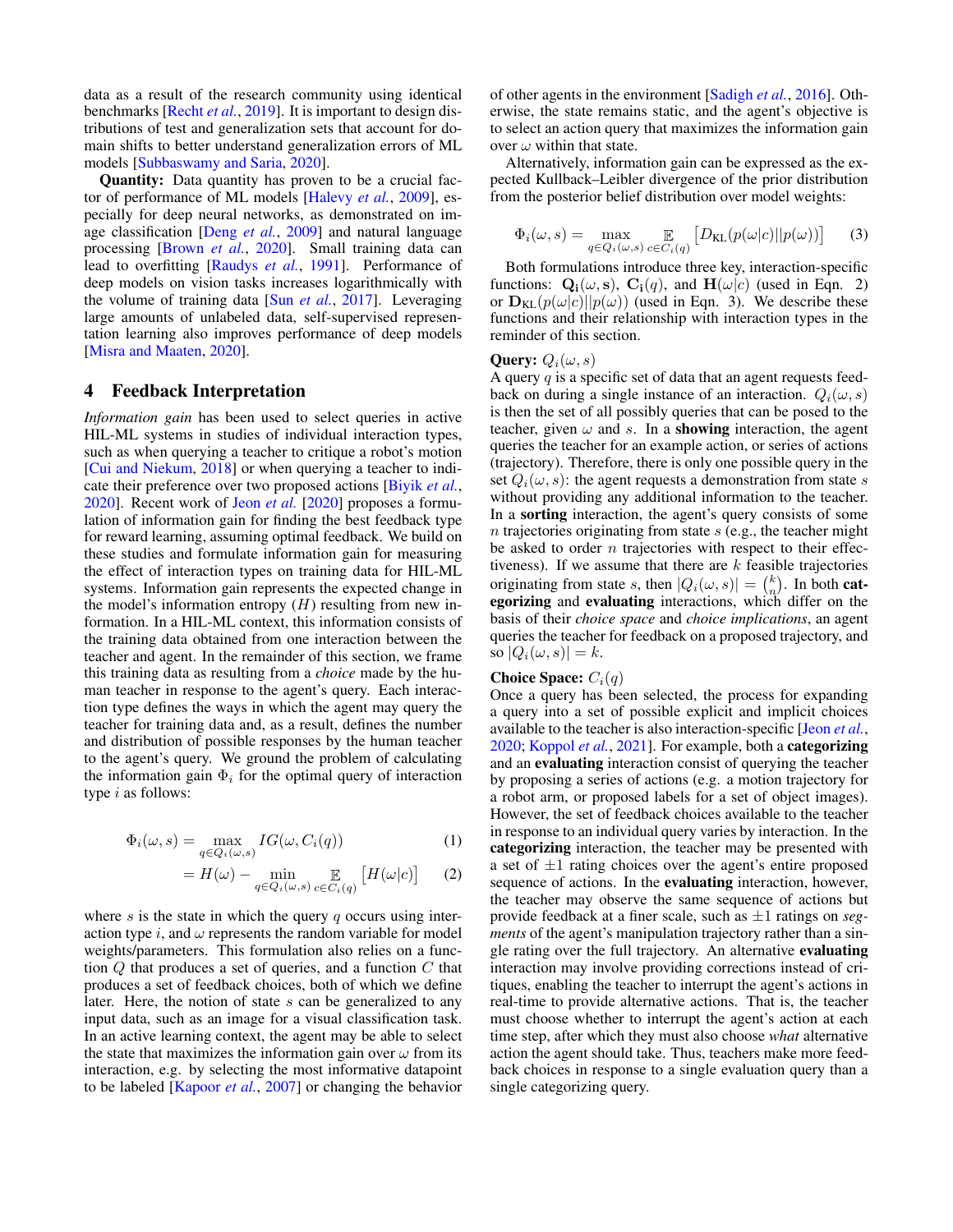data as a result of the research community using identical benchmarks [Recht *et al.*, 2019]. It is important to design distributions of test and generalization sets that account for domain shifts to better understand generalization errors of ML models [Subbaswamy and Saria, 2020].

**Quantity:** Data quantity has proven to be a crucial factor of performance of ML models [Halevy *et al.*, 2009], especially for deep neural networks, as demonstrated on image classification [Deng *et al.*, 2009] and natural language processing [Brown *et al.*, 2020]. Small training data can lead to overfitting [Raudys *et al.*, 1991]. Performance of deep models on vision tasks increases logarithmically with the volume of training data [Sun *et al.*, 2017]. Leveraging large amounts of unlabeled data, self-supervised representation learning also improves performance of deep models [Misra and Maaten, 2020].

## 4 Feedback Interpretation

*Information gain* has been used to select queries in active HIL-ML systems in studies of individual interaction types, such as when querying a teacher to critique a robot's motion [Cui and Niekum, 2018] or when querying a teacher to indicate their preference over two proposed actions [Biyik *et al.*, 2020]. Recent work of Jeon *et al.* [2020] proposes a formulation of information gain for finding the best feedback type for reward learning, assuming optimal feedback. We build on these studies and formulate information gain for measuring the effect of interaction types on training data for HIL-ML systems. Information gain represents the expected change in the model's information entropy ($H$) resulting from new information. In a HIL-ML context, this information consists of the training data obtained from one interaction between the teacher and agent. In the remainder of this section, we frame this training data as resulting from a *choice* made by the human teacher in response to the agent's query. Each interaction type defines the ways in which the agent may query the teacher for training data and, as a result, defines the number and distribution of possible responses by the human teacher to the agent's query. We ground the problem of calculating the information gain $\Phi_i$ for the optimal query of interaction type $i$ as follows:

$$\Phi_i(\omega, s) = \max_{q \in Q_i(\omega,s)} IG(\omega, C_i(q)) \tag{1}$$

$$= H(\omega) - \min_{q \in Q_i(\omega,s)} \mathop{\mathbb{E}}_{c \in C_i(q)} \left[ H(\omega|c) \right] \tag{2}$$

where $s$ is the state in which the query $q$ occurs using interaction type $i$, and $\omega$ represents the random variable for model weights/parameters. This formulation also relies on a function $Q$ that produces a set of queries, and a function $C$ that produces a set of feedback choices, both of which we define later. Here, the notion of state $s$ can be generalized to any input data, such as an image for a visual classification task. In an active learning context, the agent may be able to select the state that maximizes the information gain over $\omega$ from its interaction, e.g. by selecting the most informative datapoint to be labeled [Kapoor *et al.*, 2007] or changing the behavior of other agents in the environment [Sadigh *et al.*, 2016]. Otherwise, the state remains static, and the agent's objective is to select an action query that maximizes the information gain over $\omega$ within that state.

Alternatively, information gain can be expressed as the expected Kullback–Leibler divergence of the prior distribution from the posterior belief distribution over model weights:

$$\Phi_i(\omega, s) = \max_{q \in Q_i(\omega,s)} \mathop{\mathbb{E}}_{c \in C_i(q)} \left[ D_{\text{KL}}(p(\omega|c) || p(\omega)) \right] \tag{3}$$

Both formulations introduce three key, interaction-specific functions: $\mathbf{Q_i}(\omega, \mathbf{s})$, $\mathbf{C_i}(q)$, and $\mathbf{H}(\omega|c)$ (used in Eqn. 2) or $\mathbf{D}_{\text{KL}}(p(\omega|c)||p(\omega))$ (used in Eqn. 3). We describe these functions and their relationship with interaction types in the reminder of this section.

**Query:** $Q_i(\omega, s)$

A query $q$ is a specific set of data that an agent requests feedback on during a single instance of an interaction. $Q_i(\omega, s)$ is then the set of all possibly queries that can be posed to the teacher, given $\omega$ and $s$. In a **showing** interaction, the agent queries the teacher for an example action, or series of actions (trajectory). Therefore, there is only one possible query in the set $Q_i(\omega, s)$: the agent requests a demonstration from state $s$ without providing any additional information to the teacher. In a **sorting** interaction, the agent's query consists of some $n$ trajectories originating from state $s$ (e.g., the teacher might be asked to order $n$ trajectories with respect to their effectiveness). If we assume that there are $k$ feasible trajectories originating from state $s$, then $|Q_i(\omega, s)| = \binom{k}{n}$. In both **categorizing** and **evaluating** interactions, which differ on the basis of their *choice space* and *choice implications*, an agent queries the teacher for feedback on a proposed trajectory, and so $|Q_i(\omega, s)| = k$.

**Choice Space:** $C_i(q)$

Once a query has been selected, the process for expanding a query into a set of possible explicit and implicit choices available to the teacher is also interaction-specific [Jeon *et al.*, 2020; Koppol *et al.*, 2021]. For example, both a **categorizing** and an **evaluating** interaction consist of querying the teacher by proposing a series of actions (e.g. a motion trajectory for a robot arm, or proposed labels for a set of object images). However, the set of feedback choices available to the teacher in response to an individual query varies by interaction. In the **categorizing** interaction, the teacher may be presented with a set of $\pm 1$ rating choices over the agent's entire proposed sequence of actions. In the **evaluating** interaction, however, the teacher may observe the same sequence of actions but provide feedback at a finer scale, such as $\pm 1$ ratings on *segments* of the agent's manipulation trajectory rather than a single rating over the full trajectory. An alternative **evaluating** interaction may involve providing corrections instead of critiques, enabling the teacher to interrupt the agent's actions in real-time to provide alternative actions. That is, the teacher must choose whether to interrupt the agent's action at each time step, after which they must also choose *what* alternative action the agent should take. Thus, teachers make more feedback choices in response to a single evaluation query than a single categorizing query.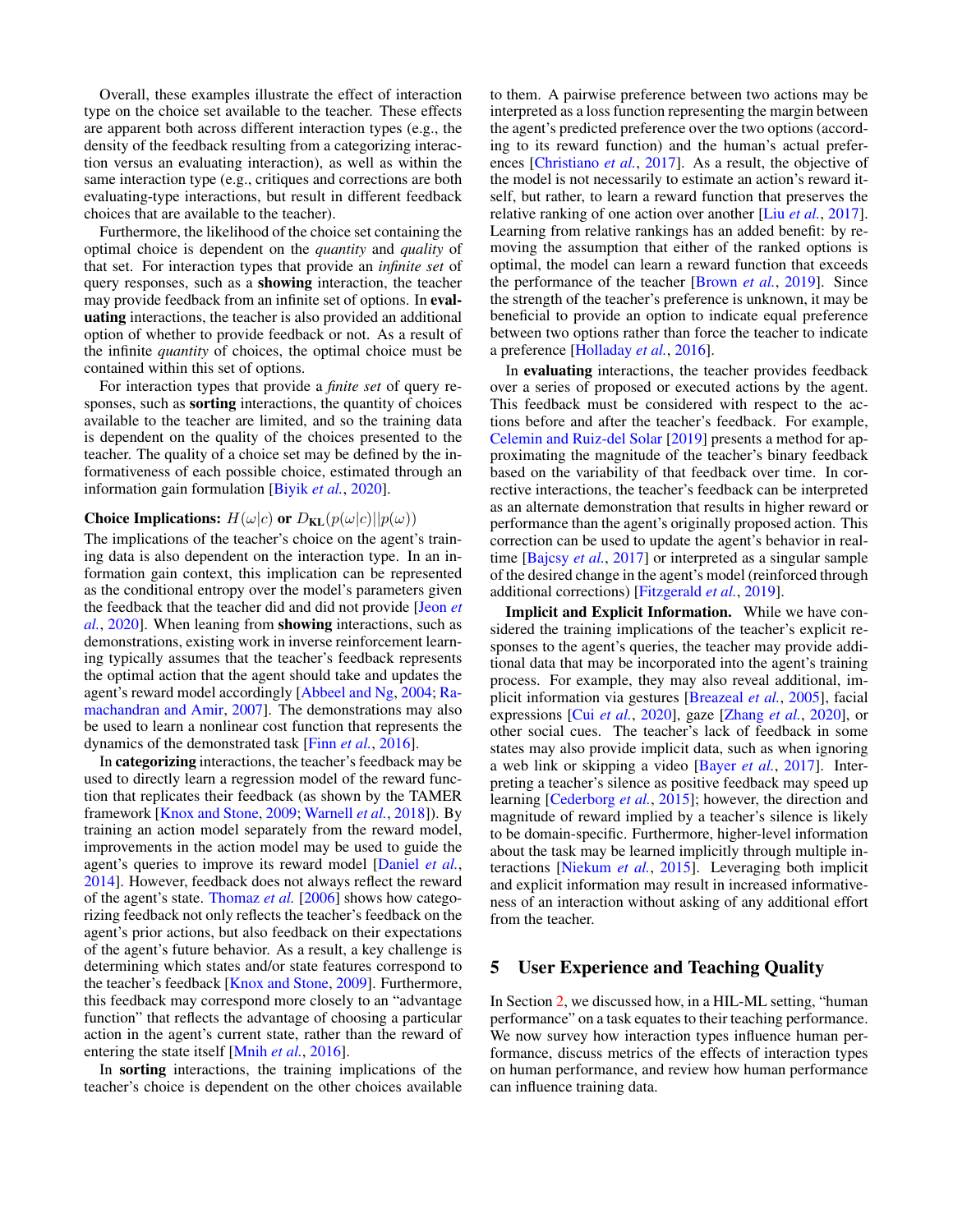Overall, these examples illustrate the effect of interaction type on the choice set available to the teacher. These effects are apparent both across different interaction types (e.g., the density of the feedback resulting from a categorizing interaction versus an evaluating interaction), as well as within the same interaction type (e.g., critiques and corrections are both evaluating-type interactions, but result in different feedback choices that are available to the teacher).

Furthermore, the likelihood of the choice set containing the optimal choice is dependent on the *quantity* and *quality* of that set. For interaction types that provide an *infinite set* of query responses, such as a **showing** interaction, the teacher may provide feedback from an infinite set of options. In **evaluating** interactions, the teacher is also provided an additional option of whether to provide feedback or not. As a result of the infinite *quantity* of choices, the optimal choice must be contained within this set of options.

For interaction types that provide a *finite set* of query responses, such as **sorting** interactions, the quantity of choices available to the teacher are limited, and so the training data is dependent on the quality of the choices presented to the teacher. The quality of a choice set may be defined by the informativeness of each possible choice, estimated through an information gain formulation [Biyik *et al.*, 2020].

**Choice Implications:** $H(\omega|c)$ **or** $D_{\mathbf{KL}}(p(\omega|c)||p(\omega))$

The implications of the teacher's choice on the agent's training data is also dependent on the interaction type. In an information gain context, this implication can be represented as the conditional entropy over the model's parameters given the feedback that the teacher did and did not provide [Jeon *et al.*, 2020]. When leaning from **showing** interactions, such as demonstrations, existing work in inverse reinforcement learning typically assumes that the teacher's feedback represents the optimal action that the agent should take and updates the agent's reward model accordingly [Abbeel and Ng, 2004; Ramachandran and Amir, 2007]. The demonstrations may also be used to learn a nonlinear cost function that represents the dynamics of the demonstrated task [Finn *et al.*, 2016].

In **categorizing** interactions, the teacher's feedback may be used to directly learn a regression model of the reward function that replicates their feedback (as shown by the TAMER framework [Knox and Stone, 2009; Warnell *et al.*, 2018]). By training an action model separately from the reward model, improvements in the action model may be used to guide the agent's queries to improve its reward model [Daniel *et al.*, 2014]. However, feedback does not always reflect the reward of the agent's state. Thomaz *et al.* [2006] shows how categorizing feedback not only reflects the teacher's feedback on the agent's prior actions, but also feedback on their expectations of the agent's future behavior. As a result, a key challenge is determining which states and/or state features correspond to the teacher's feedback [Knox and Stone, 2009]. Furthermore, this feedback may correspond more closely to an "advantage function" that reflects the advantage of choosing a particular action in the agent's current state, rather than the reward of entering the state itself [Mnih *et al.*, 2016].

In **sorting** interactions, the training implications of the teacher's choice is dependent on the other choices available to them. A pairwise preference between two actions may be interpreted as a loss function representing the margin between the agent's predicted preference over the two options (according to its reward function) and the human's actual preferences [Christiano *et al.*, 2017]. As a result, the objective of the model is not necessarily to estimate an action's reward itself, but rather, to learn a reward function that preserves the relative ranking of one action over another [Liu *et al.*, 2017]. Learning from relative rankings has an added benefit: by removing the assumption that either of the ranked options is optimal, the model can learn a reward function that exceeds the performance of the teacher [Brown *et al.*, 2019]. Since the strength of the teacher's preference is unknown, it may be beneficial to provide an option to indicate equal preference between two options rather than force the teacher to indicate a preference [Holladay *et al.*, 2016].

In **evaluating** interactions, the teacher provides feedback over a series of proposed or executed actions by the agent. This feedback must be considered with respect to the actions before and after the teacher's feedback. For example, Celemin and Ruiz-del Solar [2019] presents a method for approximating the magnitude of the teacher's binary feedback based on the variability of that feedback over time. In corrective interactions, the teacher's feedback can be interpreted as an alternate demonstration that results in higher reward or performance than the agent's originally proposed action. This correction can be used to update the agent's behavior in real-time [Bajcsy *et al.*, 2017] or interpreted as a singular sample of the desired change in the agent's model (reinforced through additional corrections) [Fitzgerald *et al.*, 2019].

**Implicit and Explicit Information.** While we have considered the training implications of the teacher's explicit responses to the agent's queries, the teacher may provide additional data that may be incorporated into the agent's training process. For example, they may also reveal additional, implicit information via gestures [Breazeal *et al.*, 2005], facial expressions [Cui *et al.*, 2020], gaze [Zhang *et al.*, 2020], or other social cues. The teacher's lack of feedback in some states may also provide implicit data, such as when ignoring a web link or skipping a video [Bayer *et al.*, 2017]. Interpreting a teacher's silence as positive feedback may speed up learning [Cederborg *et al.*, 2015]; however, the direction and magnitude of reward implied by a teacher's silence is likely to be domain-specific. Furthermore, higher-level information about the task may be learned implicitly through multiple interactions [Niekum *et al.*, 2015]. Leveraging both implicit and explicit information may result in increased informativeness of an interaction without asking of any additional effort from the teacher.

## 5 User Experience and Teaching Quality

In Section 2, we discussed how, in a HIL-ML setting, "human performance" on a task equates to their teaching performance. We now survey how interaction types influence human performance, discuss metrics of the effects of interaction types on human performance, and review how human performance can influence training data.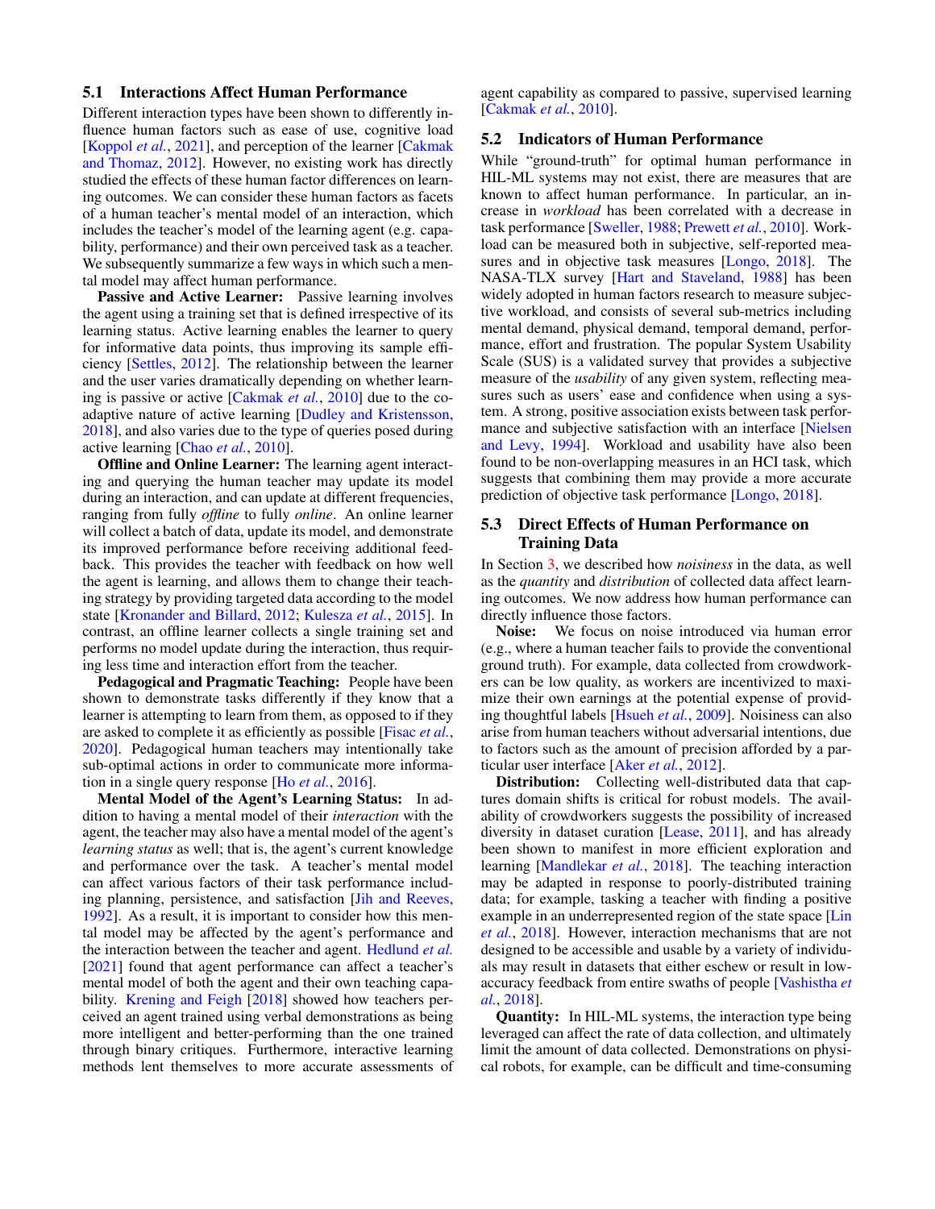### 5.1 Interactions Affect Human Performance

Different interaction types have been shown to differently influence human factors such as ease of use, cognitive load [Koppol *et al.*, 2021], and perception of the learner [Cakmak and Thomaz, 2012]. However, no existing work has directly studied the effects of these human factor differences on learning outcomes. We can consider these human factors as facets of a human teacher's mental model of an interaction, which includes the teacher's model of the learning agent (e.g. capability, performance) and their own perceived task as a teacher. We subsequently summarize a few ways in which such a mental model may affect human performance.

**Passive and Active Learner:** Passive learning involves the agent using a training set that is defined irrespective of its learning status. Active learning enables the learner to query for informative data points, thus improving its sample efficiency [Settles, 2012]. The relationship between the learner and the user varies dramatically depending on whether learning is passive or active [Cakmak *et al.*, 2010] due to the co-adaptive nature of active learning [Dudley and Kristensson, 2018], and also varies due to the type of queries posed during active learning [Chao *et al.*, 2010].

**Offline and Online Learner:** The learning agent interacting and querying the human teacher may update its model during an interaction, and can update at different frequencies, ranging from fully *offline* to fully *online*. An online learner will collect a batch of data, update its model, and demonstrate its improved performance before receiving additional feedback. This provides the teacher with feedback on how well the agent is learning, and allows them to change their teaching strategy by providing targeted data according to the model state [Kronander and Billard, 2012; Kulesza *et al.*, 2015]. In contrast, an offline learner collects a single training set and performs no model update during the interaction, thus requiring less time and interaction effort from the teacher.

**Pedagogical and Pragmatic Teaching:** People have been shown to demonstrate tasks differently if they know that a learner is attempting to learn from them, as opposed to if they are asked to complete it as efficiently as possible [Fisac *et al.*, 2020]. Pedagogical human teachers may intentionally take sub-optimal actions in order to communicate more information in a single query response [Ho *et al.*, 2016].

**Mental Model of the Agent's Learning Status:** In addition to having a mental model of their *interaction* with the agent, the teacher may also have a mental model of the agent's *learning status* as well; that is, the agent's current knowledge and performance over the task. A teacher's mental model can affect various factors of their task performance including planning, persistence, and satisfaction [Jih and Reeves, 1992]. As a result, it is important to consider how this mental model may be affected by the agent's performance and the interaction between the teacher and agent. Hedlund *et al.* [2021] found that agent performance can affect a teacher's mental model of both the agent and their own teaching capability. Krening and Feigh [2018] showed how teachers perceived an agent trained using verbal demonstrations as being more intelligent and better-performing than the one trained through binary critiques. Furthermore, interactive learning methods lent themselves to more accurate assessments of agent capability as compared to passive, supervised learning [Cakmak *et al.*, 2010].

### 5.2 Indicators of Human Performance

While "ground-truth" for optimal human performance in HIL-ML systems may not exist, there are measures that are known to affect human performance. In particular, an increase in *workload* has been correlated with a decrease in task performance [Sweller, 1988; Prewett *et al.*, 2010]. Workload can be measured both in subjective, self-reported measures and in objective task measures [Longo, 2018]. The NASA-TLX survey [Hart and Staveland, 1988] has been widely adopted in human factors research to measure subjective workload, and consists of several sub-metrics including mental demand, physical demand, temporal demand, performance, effort and frustration. The popular System Usability Scale (SUS) is a validated survey that provides a subjective measure of the *usability* of any given system, reflecting measures such as users' ease and confidence when using a system. A strong, positive association exists between task performance and subjective satisfaction with an interface [Nielsen and Levy, 1994]. Workload and usability have also been found to be non-overlapping measures in an HCI task, which suggests that combining them may provide a more accurate prediction of objective task performance [Longo, 2018].

### 5.3 Direct Effects of Human Performance on Training Data

In Section 3, we described how *noisiness* in the data, as well as the *quantity* and *distribution* of collected data affect learning outcomes. We now address how human performance can directly influence those factors.

**Noise:** We focus on noise introduced via human error (e.g., where a human teacher fails to provide the conventional ground truth). For example, data collected from crowdworkers can be low quality, as workers are incentivized to maximize their own earnings at the potential expense of providing thoughtful labels [Hsueh *et al.*, 2009]. Noisiness can also arise from human teachers without adversarial intentions, due to factors such as the amount of precision afforded by a particular user interface [Aker *et al.*, 2012].

**Distribution:** Collecting well-distributed data that captures domain shifts is critical for robust models. The availability of crowdworkers suggests the possibility of increased diversity in dataset curation [Lease, 2011], and has already been shown to manifest in more efficient exploration and learning [Mandlekar *et al.*, 2018]. The teaching interaction may be adapted in response to poorly-distributed training data; for example, tasking a teacher with finding a positive example in an underrepresented region of the state space [Lin *et al.*, 2018]. However, interaction mechanisms that are not designed to be accessible and usable by a variety of individuals may result in datasets that either eschew or result in low-accuracy feedback from entire swaths of people [Vashistha *et al.*, 2018].

**Quantity:** In HIL-ML systems, the interaction type being leveraged can affect the rate of data collection, and ultimately limit the amount of data collected. Demonstrations on physical robots, for example, can be difficult and time-consuming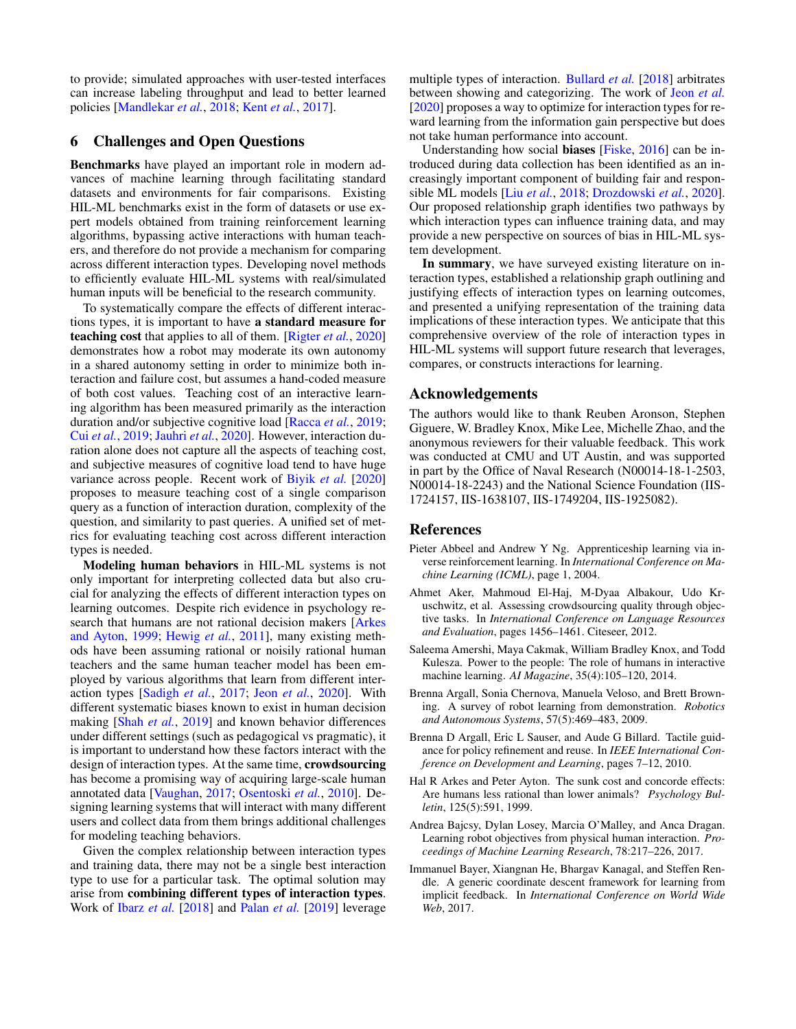to provide; simulated approaches with user-tested interfaces can increase labeling throughput and lead to better learned policies [Mandlekar *et al.*, 2018; Kent *et al.*, 2017].

## 6 Challenges and Open Questions

**Benchmarks** have played an important role in modern advances of machine learning through facilitating standard datasets and environments for fair comparisons. Existing HIL-ML benchmarks exist in the form of datasets or use expert models obtained from training reinforcement learning algorithms, bypassing active interactions with human teachers, and therefore do not provide a mechanism for comparing across different interaction types. Developing novel methods to efficiently evaluate HIL-ML systems with real/simulated human inputs will be beneficial to the research community.

To systematically compare the effects of different interactions types, it is important to have **a standard measure for teaching cost** that applies to all of them. [Rigter *et al.*, 2020] demonstrates how a robot may moderate its own autonomy in a shared autonomy setting in order to minimize both interaction and failure cost, but assumes a hand-coded measure of both cost values. Teaching cost of an interactive learning algorithm has been measured primarily as the interaction duration and/or subjective cognitive load [Racca *et al.*, 2019; Cui *et al.*, 2019; Jauhri *et al.*, 2020]. However, interaction duration alone does not capture all the aspects of teaching cost, and subjective measures of cognitive load tend to have huge variance across people. Recent work of Biyik *et al.* [2020] proposes to measure teaching cost of a single comparison query as a function of interaction duration, complexity of the question, and similarity to past queries. A unified set of metrics for evaluating teaching cost across different interaction types is needed.

**Modeling human behaviors** in HIL-ML systems is not only important for interpreting collected data but also crucial for analyzing the effects of different interaction types on learning outcomes. Despite rich evidence in psychology research that humans are not rational decision makers [Arkes and Ayton, 1999; Hewig *et al.*, 2011], many existing methods have been assuming rational or noisily rational human teachers and the same human teacher model has been employed by various algorithms that learn from different interaction types [Sadigh *et al.*, 2017; Jeon *et al.*, 2020]. With different systematic biases known to exist in human decision making [Shah *et al.*, 2019] and known behavior differences under different settings (such as pedagogical vs pragmatic), it is important to understand how these factors interact with the design of interaction types. At the same time, **crowdsourcing** has become a promising way of acquiring large-scale human annotated data [Vaughan, 2017; Osentoski *et al.*, 2010]. Designing learning systems that will interact with many different users and collect data from them brings additional challenges for modeling teaching behaviors.

Given the complex relationship between interaction types and training data, there may not be a single best interaction type to use for a particular task. The optimal solution may arise from **combining different types of interaction types**. Work of Ibarz *et al.* [2018] and Palan *et al.* [2019] leverage multiple types of interaction. Bullard *et al.* [2018] arbitrates between showing and categorizing. The work of Jeon *et al.* [2020] proposes a way to optimize for interaction types for reward learning from the information gain perspective but does not take human performance into account.

Understanding how social **biases** [Fiske, 2016] can be introduced during data collection has been identified as an increasingly important component of building fair and responsible ML models [Liu *et al.*, 2018; Drozdowski *et al.*, 2020]. Our proposed relationship graph identifies two pathways by which interaction types can influence training data, and may provide a new perspective on sources of bias in HIL-ML system development.

**In summary**, we have surveyed existing literature on interaction types, established a relationship graph outlining and justifying effects of interaction types on learning outcomes, and presented a unifying representation of the training data implications of these interaction types. We anticipate that this comprehensive overview of the role of interaction types in HIL-ML systems will support future research that leverages, compares, or constructs interactions for learning.

## Acknowledgements

The authors would like to thank Reuben Aronson, Stephen Giguere, W. Bradley Knox, Mike Lee, Michelle Zhao, and the anonymous reviewers for their valuable feedback. This work was conducted at CMU and UT Austin, and was supported in part by the Office of Naval Research (N00014-18-1-2503, N00014-18-2243) and the National Science Foundation (IIS-1724157, IIS-1638107, IIS-1749204, IIS-1925082).

## References

Pieter Abbeel and Andrew Y Ng. Apprenticeship learning via inverse reinforcement learning. In *International Conference on Machine Learning (ICML)*, page 1, 2004.

Ahmet Aker, Mahmoud El-Haj, M-Dyaa Albakour, Udo Kruschwitz, et al. Assessing crowdsourcing quality through objective tasks. In *International Conference on Language Resources and Evaluation*, pages 1456–1461. Citeseer, 2012.

Saleema Amershi, Maya Cakmak, William Bradley Knox, and Todd Kulesza. Power to the people: The role of humans in interactive machine learning. *AI Magazine*, 35(4):105–120, 2014.

Brenna Argall, Sonia Chernova, Manuela Veloso, and Brett Browning. A survey of robot learning from demonstration. *Robotics and Autonomous Systems*, 57(5):469–483, 2009.

Brenna D Argall, Eric L Sauser, and Aude G Billard. Tactile guidance for policy refinement and reuse. In *IEEE International Conference on Development and Learning*, pages 7–12, 2010.

Hal R Arkes and Peter Ayton. The sunk cost and concorde effects: Are humans less rational than lower animals? *Psychology Bulletin*, 125(5):591, 1999.

Andrea Bajcsy, Dylan Losey, Marcia O'Malley, and Anca Dragan. Learning robot objectives from physical human interaction. *Proceedings of Machine Learning Research*, 78:217–226, 2017.

Immanuel Bayer, Xiangnan He, Bhargav Kanagal, and Steffen Rendle. A generic coordinate descent framework for learning from implicit feedback. In *International Conference on World Wide Web*, 2017.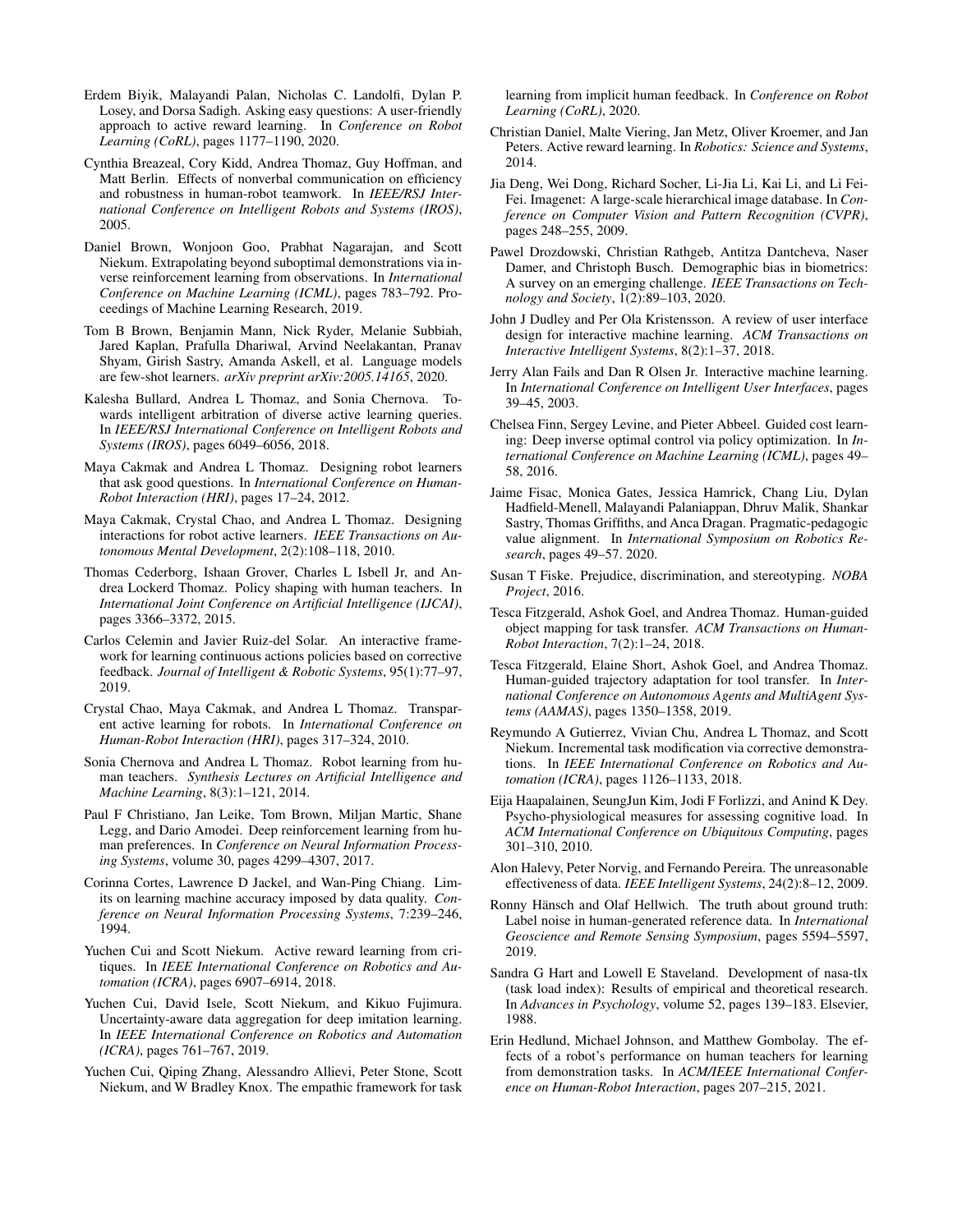Erdem Biyik, Malayandi Palan, Nicholas C. Landolfi, Dylan P. Losey, and Dorsa Sadigh. Asking easy questions: A user-friendly approach to active reward learning. In *Conference on Robot Learning (CoRL)*, pages 1177–1190, 2020.

Cynthia Breazeal, Cory Kidd, Andrea Thomaz, Guy Hoffman, and Matt Berlin. Effects of nonverbal communication on efficiency and robustness in human-robot teamwork. In *IEEE/RSJ International Conference on Intelligent Robots and Systems (IROS)*, 2005.

Daniel Brown, Wonjoon Goo, Prabhat Nagarajan, and Scott Niekum. Extrapolating beyond suboptimal demonstrations via inverse reinforcement learning from observations. In *International Conference on Machine Learning (ICML)*, pages 783–792. Proceedings of Machine Learning Research, 2019.

Tom B Brown, Benjamin Mann, Nick Ryder, Melanie Subbiah, Jared Kaplan, Prafulla Dhariwal, Arvind Neelakantan, Pranav Shyam, Girish Sastry, Amanda Askell, et al. Language models are few-shot learners. *arXiv preprint arXiv:2005.14165*, 2020.

Kalesha Bullard, Andrea L Thomaz, and Sonia Chernova. Towards intelligent arbitration of diverse active learning queries. In *IEEE/RSJ International Conference on Intelligent Robots and Systems (IROS)*, pages 6049–6056, 2018.

Maya Cakmak and Andrea L Thomaz. Designing robot learners that ask good questions. In *International Conference on Human-Robot Interaction (HRI)*, pages 17–24, 2012.

Maya Cakmak, Crystal Chao, and Andrea L Thomaz. Designing interactions for robot active learners. *IEEE Transactions on Autonomous Mental Development*, 2(2):108–118, 2010.

Thomas Cederborg, Ishaan Grover, Charles L Isbell Jr, and Andrea Lockerd Thomaz. Policy shaping with human teachers. In *International Joint Conference on Artificial Intelligence (IJCAI)*, pages 3366–3372, 2015.

Carlos Celemin and Javier Ruiz-del Solar. An interactive framework for learning continuous actions policies based on corrective feedback. *Journal of Intelligent & Robotic Systems*, 95(1):77–97, 2019.

Crystal Chao, Maya Cakmak, and Andrea L Thomaz. Transparent active learning for robots. In *International Conference on Human-Robot Interaction (HRI)*, pages 317–324, 2010.

Sonia Chernova and Andrea L Thomaz. Robot learning from human teachers. *Synthesis Lectures on Artificial Intelligence and Machine Learning*, 8(3):1–121, 2014.

Paul F Christiano, Jan Leike, Tom Brown, Miljan Martic, Shane Legg, and Dario Amodei. Deep reinforcement learning from human preferences. In *Conference on Neural Information Processing Systems*, volume 30, pages 4299–4307, 2017.

Corinna Cortes, Lawrence D Jackel, and Wan-Ping Chiang. Limits on learning machine accuracy imposed by data quality. *Conference on Neural Information Processing Systems*, 7:239–246, 1994.

Yuchen Cui and Scott Niekum. Active reward learning from critiques. In *IEEE International Conference on Robotics and Automation (ICRA)*, pages 6907–6914, 2018.

Yuchen Cui, David Isele, Scott Niekum, and Kikuo Fujimura. Uncertainty-aware data aggregation for deep imitation learning. In *IEEE International Conference on Robotics and Automation (ICRA)*, pages 761–767, 2019.

Yuchen Cui, Qiping Zhang, Alessandro Allievi, Peter Stone, Scott Niekum, and W Bradley Knox. The empathic framework for task learning from implicit human feedback. In *Conference on Robot Learning (CoRL)*, 2020.

Christian Daniel, Malte Viering, Jan Metz, Oliver Kroemer, and Jan Peters. Active reward learning. In *Robotics: Science and Systems*, 2014.

Jia Deng, Wei Dong, Richard Socher, Li-Jia Li, Kai Li, and Li Fei-Fei. Imagenet: A large-scale hierarchical image database. In *Conference on Computer Vision and Pattern Recognition (CVPR)*, pages 248–255, 2009.

Pawel Drozdowski, Christian Rathgeb, Antitza Dantcheva, Naser Damer, and Christoph Busch. Demographic bias in biometrics: A survey on an emerging challenge. *IEEE Transactions on Technology and Society*, 1(2):89–103, 2020.

John J Dudley and Per Ola Kristensson. A review of user interface design for interactive machine learning. *ACM Transactions on Interactive Intelligent Systems*, 8(2):1–37, 2018.

Jerry Alan Fails and Dan R Olsen Jr. Interactive machine learning. In *International Conference on Intelligent User Interfaces*, pages 39–45, 2003.

Chelsea Finn, Sergey Levine, and Pieter Abbeel. Guided cost learning: Deep inverse optimal control via policy optimization. In *International Conference on Machine Learning (ICML)*, pages 49–58, 2016.

Jaime Fisac, Monica Gates, Jessica Hamrick, Chang Liu, Dylan Hadfield-Menell, Malayandi Palaniappan, Dhruv Malik, Shankar Sastry, Thomas Griffiths, and Anca Dragan. Pragmatic-pedagogic value alignment. In *International Symposium on Robotics Research*, pages 49–57. 2020.

Susan T Fiske. Prejudice, discrimination, and stereotyping. *NOBA Project*, 2016.

Tesca Fitzgerald, Ashok Goel, and Andrea Thomaz. Human-guided object mapping for task transfer. *ACM Transactions on Human-Robot Interaction*, 7(2):1–24, 2018.

Tesca Fitzgerald, Elaine Short, Ashok Goel, and Andrea Thomaz. Human-guided trajectory adaptation for tool transfer. In *International Conference on Autonomous Agents and MultiAgent Systems (AAMAS)*, pages 1350–1358, 2019.

Reymundo A Gutierrez, Vivian Chu, Andrea L Thomaz, and Scott Niekum. Incremental task modification via corrective demonstrations. In *IEEE International Conference on Robotics and Automation (ICRA)*, pages 1126–1133, 2018.

Eija Haapalainen, SeungJun Kim, Jodi F Forlizzi, and Anind K Dey. Psycho-physiological measures for assessing cognitive load. In *ACM International Conference on Ubiquitous Computing*, pages 301–310, 2010.

Alon Halevy, Peter Norvig, and Fernando Pereira. The unreasonable effectiveness of data. *IEEE Intelligent Systems*, 24(2):8–12, 2009.

Ronny Hänsch and Olaf Hellwich. The truth about ground truth: Label noise in human-generated reference data. In *International Geoscience and Remote Sensing Symposium*, pages 5594–5597, 2019.

Sandra G Hart and Lowell E Staveland. Development of nasa-tlx (task load index): Results of empirical and theoretical research. In *Advances in Psychology*, volume 52, pages 139–183. Elsevier, 1988.

Erin Hedlund, Michael Johnson, and Matthew Gombolay. The effects of a robot's performance on human teachers for learning from demonstration tasks. In *ACM/IEEE International Conference on Human-Robot Interaction*, pages 207–215, 2021.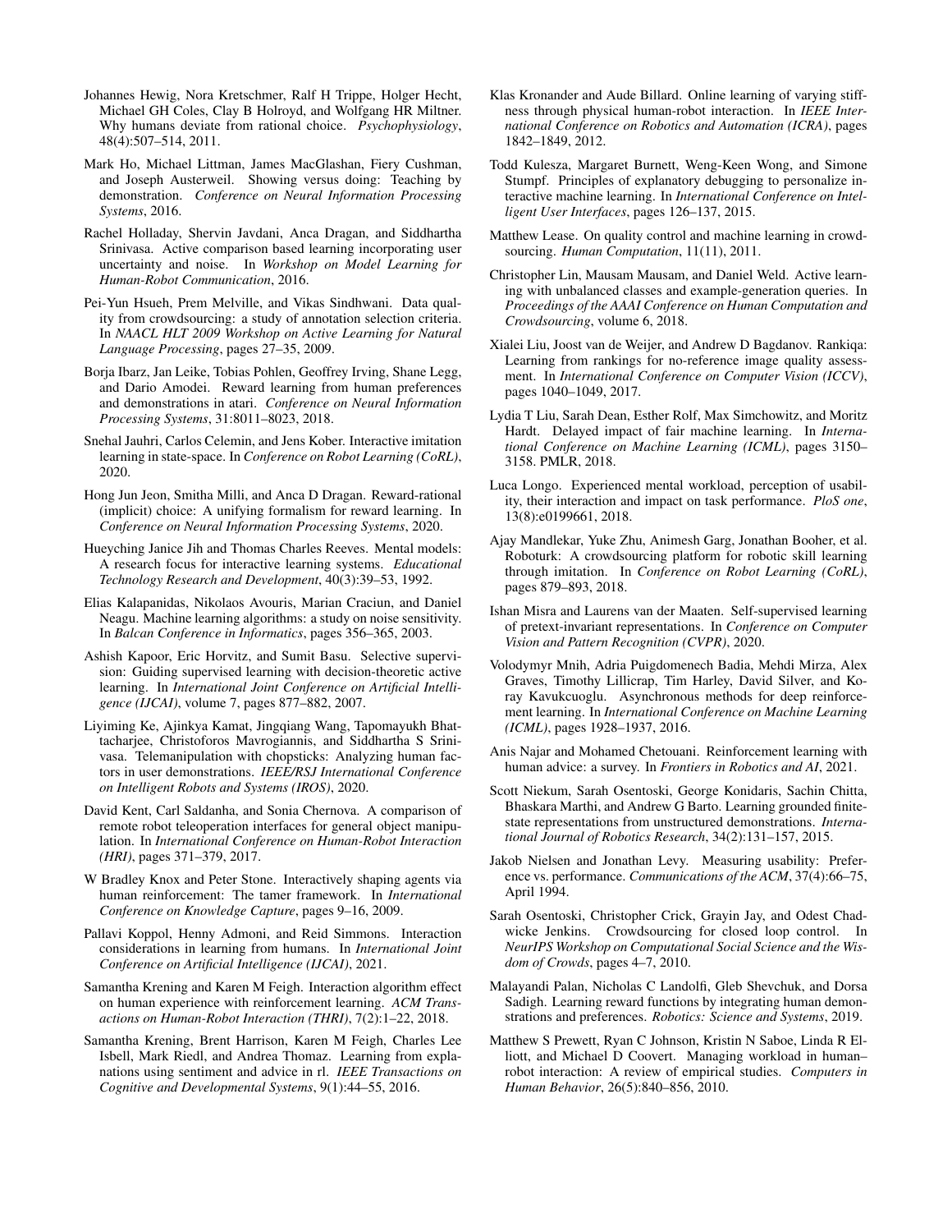Johannes Hewig, Nora Kretschmer, Ralf H Trippe, Holger Hecht, Michael GH Coles, Clay B Holroyd, and Wolfgang HR Miltner. Why humans deviate from rational choice. *Psychophysiology*, 48(4):507–514, 2011.

Mark Ho, Michael Littman, James MacGlashan, Fiery Cushman, and Joseph Austerweil. Showing versus doing: Teaching by demonstration. *Conference on Neural Information Processing Systems*, 2016.

Rachel Holladay, Shervin Javdani, Anca Dragan, and Siddhartha Srinivasa. Active comparison based learning incorporating user uncertainty and noise. In *Workshop on Model Learning for Human-Robot Communication*, 2016.

Pei-Yun Hsueh, Prem Melville, and Vikas Sindhwani. Data quality from crowdsourcing: a study of annotation selection criteria. In *NAACL HLT 2009 Workshop on Active Learning for Natural Language Processing*, pages 27–35, 2009.

Borja Ibarz, Jan Leike, Tobias Pohlen, Geoffrey Irving, Shane Legg, and Dario Amodei. Reward learning from human preferences and demonstrations in atari. *Conference on Neural Information Processing Systems*, 31:8011–8023, 2018.

Snehal Jauhri, Carlos Celemin, and Jens Kober. Interactive imitation learning in state-space. In *Conference on Robot Learning (CoRL)*, 2020.

Hong Jun Jeon, Smitha Milli, and Anca D Dragan. Reward-rational (implicit) choice: A unifying formalism for reward learning. In *Conference on Neural Information Processing Systems*, 2020.

Hueyching Janice Jih and Thomas Charles Reeves. Mental models: A research focus for interactive learning systems. *Educational Technology Research and Development*, 40(3):39–53, 1992.

Elias Kalapanidas, Nikolaos Avouris, Marian Craciun, and Daniel Neagu. Machine learning algorithms: a study on noise sensitivity. In *Balcan Conference in Informatics*, pages 356–365, 2003.

Ashish Kapoor, Eric Horvitz, and Sumit Basu. Selective supervision: Guiding supervised learning with decision-theoretic active learning. In *International Joint Conference on Artificial Intelligence (IJCAI)*, volume 7, pages 877–882, 2007.

Liyiming Ke, Ajinkya Kamat, Jingqiang Wang, Tapomayukh Bhattacharjee, Christoforos Mavrogiannis, and Siddhartha S Srinivasa. Telemanipulation with chopsticks: Analyzing human factors in user demonstrations. *IEEE/RSJ International Conference on Intelligent Robots and Systems (IROS)*, 2020.

David Kent, Carl Saldanha, and Sonia Chernova. A comparison of remote robot teleoperation interfaces for general object manipulation. In *International Conference on Human-Robot Interaction (HRI)*, pages 371–379, 2017.

W Bradley Knox and Peter Stone. Interactively shaping agents via human reinforcement: The tamer framework. In *International Conference on Knowledge Capture*, pages 9–16, 2009.

Pallavi Koppol, Henny Admoni, and Reid Simmons. Interaction considerations in learning from humans. In *International Joint Conference on Artificial Intelligence (IJCAI)*, 2021.

Samantha Krening and Karen M Feigh. Interaction algorithm effect on human experience with reinforcement learning. *ACM Transactions on Human-Robot Interaction (THRI)*, 7(2):1–22, 2018.

Samantha Krening, Brent Harrison, Karen M Feigh, Charles Lee Isbell, Mark Riedl, and Andrea Thomaz. Learning from explanations using sentiment and advice in rl. *IEEE Transactions on Cognitive and Developmental Systems*, 9(1):44–55, 2016.

Klas Kronander and Aude Billard. Online learning of varying stiffness through physical human-robot interaction. In *IEEE International Conference on Robotics and Automation (ICRA)*, pages 1842–1849, 2012.

Todd Kulesza, Margaret Burnett, Weng-Keen Wong, and Simone Stumpf. Principles of explanatory debugging to personalize interactive machine learning. In *International Conference on Intelligent User Interfaces*, pages 126–137, 2015.

Matthew Lease. On quality control and machine learning in crowdsourcing. *Human Computation*, 11(11), 2011.

Christopher Lin, Mausam Mausam, and Daniel Weld. Active learning with unbalanced classes and example-generation queries. In *Proceedings of the AAAI Conference on Human Computation and Crowdsourcing*, volume 6, 2018.

Xialei Liu, Joost van de Weijer, and Andrew D Bagdanov. Rankiqa: Learning from rankings for no-reference image quality assessment. In *International Conference on Computer Vision (ICCV)*, pages 1040–1049, 2017.

Lydia T Liu, Sarah Dean, Esther Rolf, Max Simchowitz, and Moritz Hardt. Delayed impact of fair machine learning. In *International Conference on Machine Learning (ICML)*, pages 3150–3158. PMLR, 2018.

Luca Longo. Experienced mental workload, perception of usability, their interaction and impact on task performance. *PloS one*, 13(8):e0199661, 2018.

Ajay Mandlekar, Yuke Zhu, Animesh Garg, Jonathan Booher, et al. Roboturk: A crowdsourcing platform for robotic skill learning through imitation. In *Conference on Robot Learning (CoRL)*, pages 879–893, 2018.

Ishan Misra and Laurens van der Maaten. Self-supervised learning of pretext-invariant representations. In *Conference on Computer Vision and Pattern Recognition (CVPR)*, 2020.

Volodymyr Mnih, Adria Puigdomenech Badia, Mehdi Mirza, Alex Graves, Timothy Lillicrap, Tim Harley, David Silver, and Koray Kavukcuoglu. Asynchronous methods for deep reinforcement learning. In *International Conference on Machine Learning (ICML)*, pages 1928–1937, 2016.

Anis Najar and Mohamed Chetouani. Reinforcement learning with human advice: a survey. In *Frontiers in Robotics and AI*, 2021.

Scott Niekum, Sarah Osentoski, George Konidaris, Sachin Chitta, Bhaskara Marthi, and Andrew G Barto. Learning grounded finite-state representations from unstructured demonstrations. *International Journal of Robotics Research*, 34(2):131–157, 2015.

Jakob Nielsen and Jonathan Levy. Measuring usability: Preference vs. performance. *Communications of the ACM*, 37(4):66–75, April 1994.

Sarah Osentoski, Christopher Crick, Grayin Jay, and Odest Chadwicke Jenkins. Crowdsourcing for closed loop control. In *NeurIPS Workshop on Computational Social Science and the Wisdom of Crowds*, pages 4–7, 2010.

Malayandi Palan, Nicholas C Landolfi, Gleb Shevchuk, and Dorsa Sadigh. Learning reward functions by integrating human demonstrations and preferences. *Robotics: Science and Systems*, 2019.

Matthew S Prewett, Ryan C Johnson, Kristin N Saboe, Linda R Elliott, and Michael D Coovert. Managing workload in human–robot interaction: A review of empirical studies. *Computers in Human Behavior*, 26(5):840–856, 2010.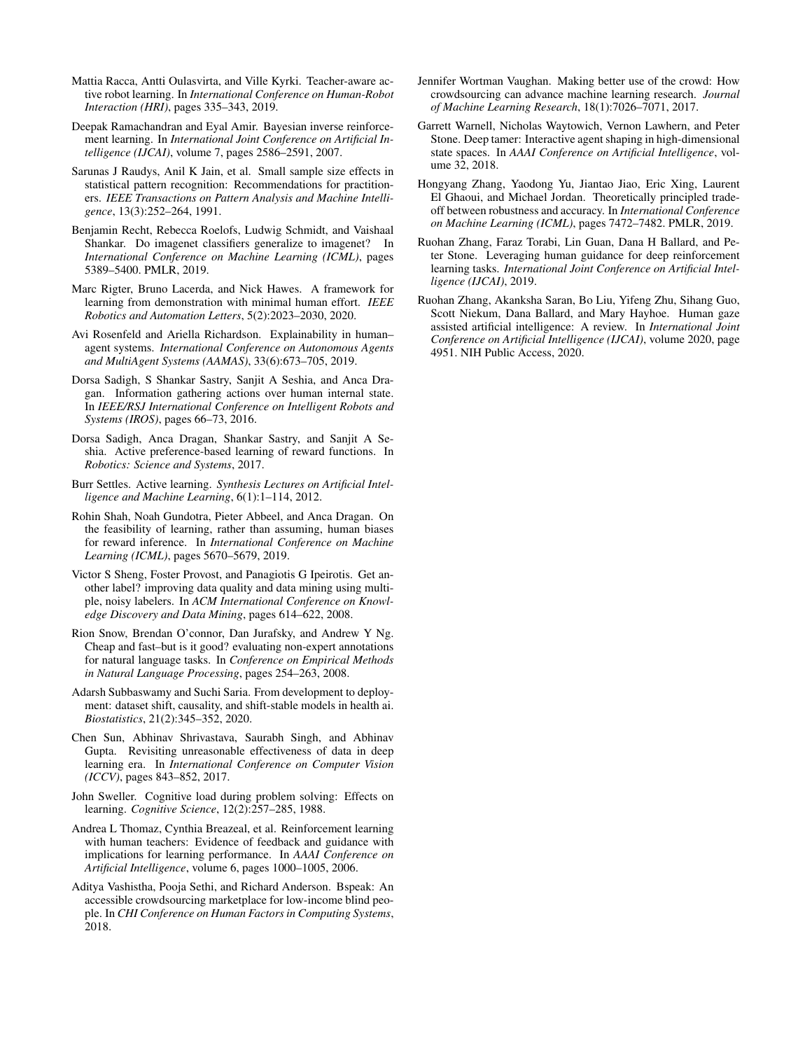Mattia Racca, Antti Oulasvirta, and Ville Kyrki. Teacher-aware active robot learning. In *International Conference on Human-Robot Interaction (HRI)*, pages 335–343, 2019.

Deepak Ramachandran and Eyal Amir. Bayesian inverse reinforcement learning. In *International Joint Conference on Artificial Intelligence (IJCAI)*, volume 7, pages 2586–2591, 2007.

Sarunas J Raudys, Anil K Jain, et al. Small sample size effects in statistical pattern recognition: Recommendations for practitioners. *IEEE Transactions on Pattern Analysis and Machine Intelligence*, 13(3):252–264, 1991.

Benjamin Recht, Rebecca Roelofs, Ludwig Schmidt, and Vaishaal Shankar. Do imagenet classifiers generalize to imagenet? In *International Conference on Machine Learning (ICML)*, pages 5389–5400. PMLR, 2019.

Marc Rigter, Bruno Lacerda, and Nick Hawes. A framework for learning from demonstration with minimal human effort. *IEEE Robotics and Automation Letters*, 5(2):2023–2030, 2020.

Avi Rosenfeld and Ariella Richardson. Explainability in human–agent systems. *International Conference on Autonomous Agents and MultiAgent Systems (AAMAS)*, 33(6):673–705, 2019.

Dorsa Sadigh, S Shankar Sastry, Sanjit A Seshia, and Anca Dragan. Information gathering actions over human internal state. In *IEEE/RSJ International Conference on Intelligent Robots and Systems (IROS)*, pages 66–73, 2016.

Dorsa Sadigh, Anca Dragan, Shankar Sastry, and Sanjit A Seshia. Active preference-based learning of reward functions. In *Robotics: Science and Systems*, 2017.

Burr Settles. Active learning. *Synthesis Lectures on Artificial Intelligence and Machine Learning*, 6(1):1–114, 2012.

Rohin Shah, Noah Gundotra, Pieter Abbeel, and Anca Dragan. On the feasibility of learning, rather than assuming, human biases for reward inference. In *International Conference on Machine Learning (ICML)*, pages 5670–5679, 2019.

Victor S Sheng, Foster Provost, and Panagiotis G Ipeirotis. Get another label? improving data quality and data mining using multiple, noisy labelers. In *ACM International Conference on Knowledge Discovery and Data Mining*, pages 614–622, 2008.

Rion Snow, Brendan O'connor, Dan Jurafsky, and Andrew Y Ng. Cheap and fast–but is it good? evaluating non-expert annotations for natural language tasks. In *Conference on Empirical Methods in Natural Language Processing*, pages 254–263, 2008.

Adarsh Subbaswamy and Suchi Saria. From development to deployment: dataset shift, causality, and shift-stable models in health ai. *Biostatistics*, 21(2):345–352, 2020.

Chen Sun, Abhinav Shrivastava, Saurabh Singh, and Abhinav Gupta. Revisiting unreasonable effectiveness of data in deep learning era. In *International Conference on Computer Vision (ICCV)*, pages 843–852, 2017.

John Sweller. Cognitive load during problem solving: Effects on learning. *Cognitive Science*, 12(2):257–285, 1988.

Andrea L Thomaz, Cynthia Breazeal, et al. Reinforcement learning with human teachers: Evidence of feedback and guidance with implications for learning performance. In *AAAI Conference on Artificial Intelligence*, volume 6, pages 1000–1005, 2006.

Aditya Vashistha, Pooja Sethi, and Richard Anderson. Bspeak: An accessible crowdsourcing marketplace for low-income blind people. In *CHI Conference on Human Factors in Computing Systems*, 2018.

Jennifer Wortman Vaughan. Making better use of the crowd: How crowdsourcing can advance machine learning research. *Journal of Machine Learning Research*, 18(1):7026–7071, 2017.

Garrett Warnell, Nicholas Waytowich, Vernon Lawhern, and Peter Stone. Deep tamer: Interactive agent shaping in high-dimensional state spaces. In *AAAI Conference on Artificial Intelligence*, volume 32, 2018.

Hongyang Zhang, Yaodong Yu, Jiantao Jiao, Eric Xing, Laurent El Ghaoui, and Michael Jordan. Theoretically principled trade-off between robustness and accuracy. In *International Conference on Machine Learning (ICML)*, pages 7472–7482. PMLR, 2019.

Ruohan Zhang, Faraz Torabi, Lin Guan, Dana H Ballard, and Peter Stone. Leveraging human guidance for deep reinforcement learning tasks. *International Joint Conference on Artificial Intelligence (IJCAI)*, 2019.

Ruohan Zhang, Akanksha Saran, Bo Liu, Yifeng Zhu, Sihang Guo, Scott Niekum, Dana Ballard, and Mary Hayhoe. Human gaze assisted artificial intelligence: A review. In *International Joint Conference on Artificial Intelligence (IJCAI)*, volume 2020, page 4951. NIH Public Access, 2020.